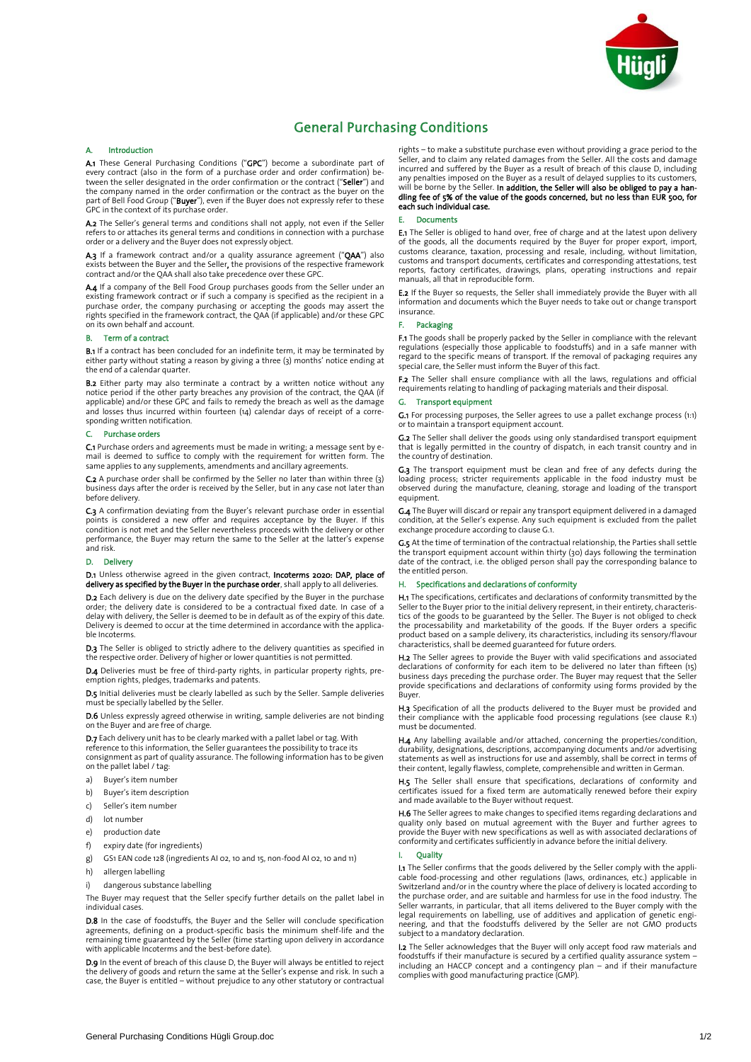# General Purchasing Conditions

## A. Introduction

**A.1** These General Purchasing Conditions ("**GPC**") become a subordinate part of every contract (also in the form of a purchase order and order confirmation) between the seller designated in the order confirmation or the contract ("**Seller**") and the company named in the order confirmation or the contract as the buyer on the part of Bell Food Group ("**Buyer**"), even if the Buyer does not expressly refer to these GPC in the context of its purchase order.

**A.2** The Seller's general terms and conditions shall not apply, not even if the Seller refers to or attaches its general terms and conditions in connection with a purchase order or a delivery and the Buyer does not expressly object.

**A.3** If a framework contract and/or a quality assurance agreement ("**QAA**") also exists between the Buyer and the Seller, the provisions of the respective framework contract and/or the QAA shall also take precedence over these GPC.

**A.4** If a company of the Bell Food Group purchases goods from the Seller under an existing framework contract or if such a company is specified as the recipient in a purchase order, the company purchasing or accepting the goods may assert the rights specified in the framework contract, the QAA (if applicable) and/or these GPC on its own behalf and account.

## B. Term of a contract

**B.1** If a contract has been concluded for an indefinite term, it may be terminated by either party without stating a reason by giving a three (3) months' notice ending at the end of a calendar quarter.

**B.2** Either party may also terminate a contract by a written notice without any notice period if the other party breaches any provision of the contract, the QAA (if applicable) and/or these GPC and fails to remedy the breach as well as the damage and losses thus incurred within fourteen (14) calendar days of receipt of a corresponding written notification.

## C. Purchase orders

**C.1** Purchase orders and agreements must be made in writing; a message sent by e-mail is deemed to suffice to comply with the requirement for written form. The same applies to any supplements, amendments and ancillary agreements.

**C.2** A purchase order shall be confirmed by the Seller no later than within three (3) business days after the order is received by the Seller, but in any case not later than before delivery.

**C.3** A confirmation deviating from the Buyer's relevant purchase order in essential points is considered a new offer and requires acceptance by the Buyer. If this condition is not met and the Seller nevertheless proceeds with the delivery or other performance, the Buyer may return the same to the Seller at the latter's expense and risk.

## D. Delivery

**D.1** Unless otherwise agreed in the given contract, **Incoterms 2020: DAP, place of delivery as specified by the Buyer in the purchase order**, shall apply to all deliveries.

**D.2** Each delivery is due on the delivery date specified by the Buyer in the purchase order; the delivery date is considered to be a contractual fixed date. In case of a delay with delivery, the Seller is deemed to be in default as of the expiry of this date. Delivery is deemed to occur at the time determined in accordance with the applicable Incoterms.

**D.3** The Seller is obliged to strictly adhere to the delivery quantities as specified in the respective order. Delivery of higher or lower quantities is not permitted.

**D.4** Deliveries must be free of third-party rights, in particular property rights, pre-emption rights, pledges, trademarks and patents.

**D.5** Initial deliveries must be clearly labelled as such by the Seller. Sample deliveries must be specially labelled by the Seller.

**D.6** Unless expressly agreed otherwise in writing, sample deliveries are not binding on the Buyer and are free of charge.

**D.7** Each delivery unit has to be clearly marked with a pallet label or tag. With reference to this information, the Seller guarantees the possibility to trace its consignment as part of quality assurance. The following information has to be given on the pallet label / tag:

a) Buyer's item number
b) Buyer's item description
c) Seller's item number
d) lot number
e) production date
f) expiry date (for ingredients)
g) GS1 EAN code 128 (ingredients AI 02, 10 and 15, non-food AI 02, 10 and 11)
h) allergen labelling
i) dangerous substance labelling

The Buyer may request that the Seller specify further details on the pallet label in individual cases.

**D.8** In the case of foodstuffs, the Buyer and the Seller will conclude specification agreements, defining on a product-specific basis the minimum shelf-life and the remaining time guaranteed by the Seller (time starting upon delivery in accordance with applicable Incoterms and the best-before date).

**D.9** In the event of breach of this clause D, the Buyer will always be entitled to reject the delivery of goods and return the same at the Seller's expense and risk. In such a case, the Buyer is entitled – without prejudice to any other statutory or contractual rights – to make a substitute purchase even without providing a grace period to the Seller, and to claim any related damages from the Seller. All the costs and damage incurred and suffered by the Buyer as a result of breach of this clause D, including any penalties imposed on the Buyer as a result of delayed supplies to its customers, will be borne by the Seller. **In addition, the Seller will also be obliged to pay a handling fee of 5% of the value of the goods concerned, but no less than EUR 500, for each such individual case.**

## E. Documents

**E.1** The Seller is obliged to hand over, free of charge and at the latest upon delivery of the goods, all the documents required by the Buyer for proper export, import, customs clearance, taxation, processing and resale, including, without limitation, customs and transport documents, certificates and corresponding attestations, test reports, factory certificates, drawings, plans, operating instructions and repair manuals, all that in reproducible form.

**E.2** If the Buyer so requests, the Seller shall immediately provide the Buyer with all information and documents which the Buyer needs to take out or change transport insurance.

## F. Packaging

**F.1** The goods shall be properly packed by the Seller in compliance with the relevant regulations (especially those applicable to foodstuffs) and in a safe manner with regard to the specific means of transport. If the removal of packaging requires any special care, the Seller must inform the Buyer of this fact.

**F.2** The Seller shall ensure compliance with all the laws, regulations and official requirements relating to handling of packaging materials and their disposal.

## G. Transport equipment

**G.1** For processing purposes, the Seller agrees to use a pallet exchange process (1:1) or to maintain a transport equipment account.

**G.2** The Seller shall deliver the goods using only standardised transport equipment that is legally permitted in the country of dispatch, in each transit country and in the country of destination.

**G.3** The transport equipment must be clean and free of any defects during the loading process; stricter requirements applicable in the food industry must be observed during the manufacture, cleaning, storage and loading of the transport equipment.

**G.4** The Buyer will discard or repair any transport equipment delivered in a damaged condition, at the Seller's expense. Any such equipment is excluded from the pallet exchange procedure according to clause G.1.

**G.5** At the time of termination of the contractual relationship, the Parties shall settle the transport equipment account within thirty (30) days following the termination date of the contract, i.e. the obliged person shall pay the corresponding balance to the entitled person.

## H. Specifications and declarations of conformity

**H.1** The specifications, certificates and declarations of conformity transmitted by the Seller to the Buyer prior to the initial delivery represent, in their entirety, characteristics of the goods to be guaranteed by the Seller. The Buyer is not obliged to check the processability and marketability of the goods. If the Buyer orders a specific product based on a sample delivery, its characteristics, including its sensory/flavour characteristics, shall be deemed guaranteed for future orders.

**H.2** The Seller agrees to provide the Buyer with valid specifications and associated declarations of conformity for each item to be delivered no later than fifteen (15) business days preceding the purchase order. The Buyer may request that the Seller provide specifications and declarations of conformity using forms provided by the Buyer.

**H.3** Specification of all the products delivered to the Buyer must be provided and their compliance with the applicable food processing regulations (see clause R.1) must be documented.

**H.4** Any labelling available and/or attached, concerning the properties/condition, durability, designations, descriptions, accompanying documents and/or advertising statements as well as instructions for use and assembly, shall be correct in terms of their content, legally flawless, complete, comprehensible and written in German.

**H.5** The Seller shall ensure that specifications, declarations of conformity and certificates issued for a fixed term are automatically renewed before their expiry and made available to the Buyer without request.

**H.6** The Seller agrees to make changes to specified items regarding declarations and quality only based on mutual agreement with the Buyer and further agrees to provide the Buyer with new specifications as well as with associated declarations of conformity and certificates sufficiently in advance before the initial delivery.

## I. Quality

**I.1** The Seller confirms that the goods delivered by the Seller comply with the applicable food-processing and other regulations (laws, ordinances, etc.) applicable in Switzerland and/or in the country where the place of delivery is located according to the purchase order, and are suitable and harmless for use in the food industry. The Seller warrants, in particular, that all items delivered to the Buyer comply with the legal requirements on labelling, use of additives and application of genetic engineering, and that the foodstuffs delivered by the Seller are not GMO products subject to a mandatory declaration.

**I.2** The Seller acknowledges that the Buyer will only accept food raw materials and foodstuffs if their manufacture is secured by a certified quality assurance system – including an HACCP concept and a contingency plan – and if their manufacture complies with good manufacturing practice (GMP).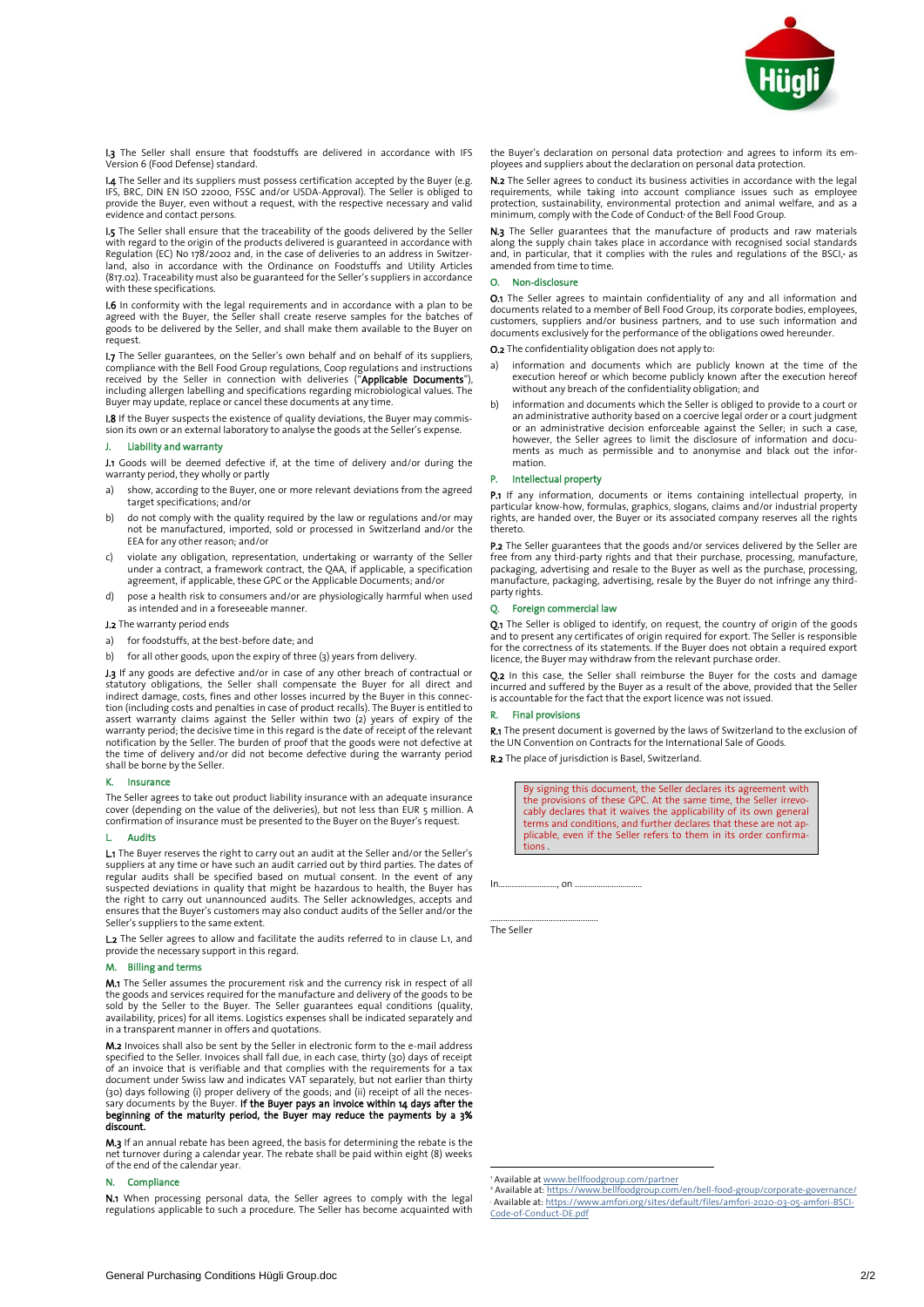**I.3** The Seller shall ensure that foodstuffs are delivered in accordance with IFS Version 6 (Food Defense) standard.

**I.4** The Seller and its suppliers must possess certification accepted by the Buyer (e.g. IFS, BRC, DIN EN ISO 22000, FSSC and/or USDA-Approval). The Seller is obliged to provide the Buyer, even without a request, with the respective necessary and valid evidence and contact persons.

**I.5** The Seller shall ensure that the traceability of the goods delivered by the Seller with regard to the origin of the products delivered is guaranteed in accordance with Regulation (EC) No 178/2002 and, in the case of deliveries to an address in Switzerland, also in accordance with the Ordinance on Foodstuffs and Utility Articles (817.02). Traceability must also be guaranteed for the Seller's suppliers in accordance with these specifications.

**I.6** In conformity with the legal requirements and in accordance with a plan to be agreed with the Buyer, the Seller shall create reserve samples for the batches of goods to be delivered by the Seller, and shall make them available to the Buyer on request.

**I.7** The Seller guarantees, on the Seller's own behalf and on behalf of its suppliers, compliance with the Bell Food Group regulations, Coop regulations and instructions received by the Seller in connection with deliveries ("**Applicable Documents**"), including allergen labelling and specifications regarding microbiological values. The Buyer may update, replace or cancel these documents at any time.

**I.8** If the Buyer suspects the existence of quality deviations, the Buyer may commission its own or an external laboratory to analyse the goods at the Seller's expense.

## J. Liability and warranty

**J.1** Goods will be deemed defective if, at the time of delivery and/or during the warranty period, they wholly or partly

a) show, according to the Buyer, one or more relevant deviations from the agreed target specifications; and/or

b) do not comply with the quality required by the law or regulations and/or may not be manufactured, imported, sold or processed in Switzerland and/or the EEA for any other reason; and/or

c) violate any obligation, representation, undertaking or warranty of the Seller under a contract, a framework contract, the QAA, if applicable, a specification agreement, if applicable, these GPC or the Applicable Documents; and/or

d) pose a health risk to consumers and/or are physiologically harmful when used as intended and in a foreseeable manner.

**J.2** The warranty period ends

a) for foodstuffs, at the best-before date; and

b) for all other goods, upon the expiry of three (3) years from delivery.

**J.3** If any goods are defective and/or in case of any other breach of contractual or statutory obligations, the Seller shall compensate the Buyer for all direct and indirect damage, costs, fines and other losses incurred by the Buyer in this connection (including costs and penalties in case of product recalls). The Buyer is entitled to assert warranty claims against the Seller within two (2) years of expiry of the warranty period; the decisive time in this regard is the date of receipt of the relevant notification by the Seller. The burden of proof that the goods were not defective at the time of delivery and/or did not become defective during the warranty period shall be borne by the Seller.

## K. Insurance

The Seller agrees to take out product liability insurance with an adequate insurance cover (depending on the value of the deliveries), but not less than EUR 5 million. A confirmation of insurance must be presented to the Buyer on the Buyer's request.

## L. Audits

**L.1** The Buyer reserves the right to carry out an audit at the Seller and/or the Seller's suppliers at any time or have such an audit carried out by third parties. The dates of regular audits shall be specified based on mutual consent. In the event of any suspected deviations in quality that might be hazardous to health, the Buyer has the right to carry out unannounced audits. The Seller acknowledges, accepts and ensures that the Buyer's customers may also conduct audits of the Seller and/or the Seller's suppliers to the same extent.

**L.2** The Seller agrees to allow and facilitate the audits referred to in clause L.1, and provide the necessary support in this regard.

## M. Billing and terms

**M.1** The Seller assumes the procurement risk and the currency risk in respect of all the goods and services required for the manufacture and delivery of the goods to be sold by the Seller to the Buyer. The Seller guarantees equal conditions (quality, availability, prices) for all items. Logistics expenses shall be indicated separately and in a transparent manner in offers and quotations.

**M.2** Invoices shall also be sent by the Seller in electronic form to the e-mail address specified to the Seller. Invoices shall fall due, in each case, thirty (30) days of receipt of an invoice that is verifiable and that complies with the requirements for a tax document under Swiss law and indicates VAT separately, but not earlier than thirty (30) days following (i) proper delivery of the goods; and (ii) receipt of all the necessary documents by the Buyer. **If the Buyer pays an invoice within 14 days after the beginning of the maturity period, the Buyer may reduce the payments by a 3% discount.**

**M.3** If an annual rebate has been agreed, the basis for determining the rebate is the net turnover during a calendar year. The rebate shall be paid within eight (8) weeks of the end of the calendar year.

## N. Compliance

**N.1** When processing personal data, the Seller agrees to comply with the legal regulations applicable to such a procedure. The Seller has become acquainted with the Buyer's declaration on personal data protection[1] and agrees to inform its employees and suppliers about the declaration on personal data protection.

**N.2** The Seller agrees to conduct its business activities in accordance with the legal requirements, while taking into account compliance issues such as employee protection, sustainability, environmental protection and animal welfare, and as a minimum, comply with the Code of Conduct[2] of the Bell Food Group.

**N.3** The Seller guarantees that the manufacture of products and raw materials along the supply chain takes place in accordance with recognised social standards and, in particular, that it complies with the rules and regulations of the BSCI,[3] as amended from time to time.

## O. Non-disclosure

**O.1** The Seller agrees to maintain confidentiality of any and all information and documents related to a member of Bell Food Group, its corporate bodies, employees, customers, suppliers and/or business partners, and to use such information and documents exclusively for the performance of the obligations owed hereunder.

**O.2** The confidentiality obligation does not apply to:

a) information and documents which are publicly known at the time of the execution hereof or which become publicly known after the execution hereof without any breach of the confidentiality obligation; and

b) information and documents which the Seller is obliged to provide to a court or an administrative authority based on a coercive legal order or a court judgment or an administrative decision enforceable against the Seller; in such a case, however, the Seller agrees to limit the disclosure of information and documents as much as permissible and to anonymise and black out the information.

## P. Intellectual property

**P.1** If any information, documents or items containing intellectual property, in particular know-how, formulas, graphics, slogans, claims and/or industrial property rights, are handed over, the Buyer or its associated company reserves all the rights thereto.

**P.2** The Seller guarantees that the goods and/or services delivered by the Seller are free from any third-party rights and that their purchase, processing, manufacture, packaging, advertising and resale to the Buyer as well as the purchase, processing, manufacture, packaging, advertising, resale by the Buyer do not infringe any third-party rights.

## Q. Foreign commercial law

**Q.1** The Seller is obliged to identify, on request, the country of origin of the goods and to present any certificates of origin required for export. The Seller is responsible for the correctness of its statements. If the Buyer does not obtain a required export licence, the Buyer may withdraw from the relevant purchase order.

**Q.2** In this case, the Seller shall reimburse the Buyer for the costs and damage incurred and suffered by the Buyer as a result of the above, provided that the Seller is accountable for the fact that the export licence was not issued.

## R. Final provisions

**R.1** The present document is governed by the laws of Switzerland to the exclusion of the UN Convention on Contracts for the International Sale of Goods.

**R.2** The place of jurisdiction is Basel, Switzerland.

> By signing this document, the Seller declares its agreement with the provisions of these GPC. At the same time, the Seller irrevocably declares that it waives the applicability of its own general terms and conditions, and further declares that these are not applicable, even if the Seller refers to them in its order confirmations .

In............................, on ................................

....................................................

The Seller

---

[1] Available at www.bellfoodgroup.com/partner

[2] Available at: https://www.bellfoodgroup.com/en/bell-food-group/corporate-governance/

[3] Available at: https://www.amfori.org/sites/default/files/amfori-2020-03-05-amfori-BSCI-Code-of-Conduct-DE.pdf